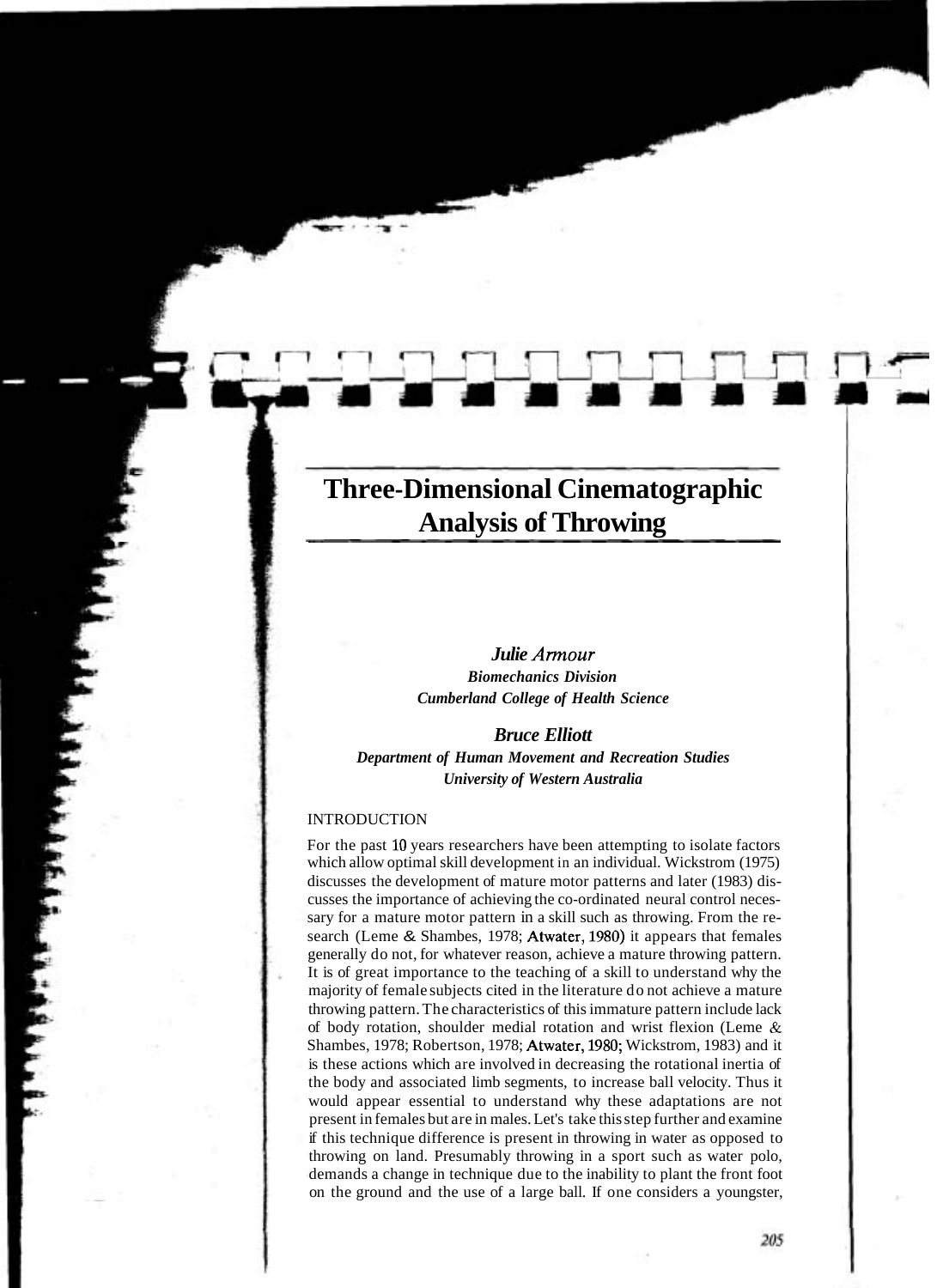# Three-Dimensional Cinematographic Analysis of Throwing

*Julie Armour*
***Biomechanics Division***
***Cumberland College of Health Science***

***Bruce Elliott***
***Department of Human Movement and Recreation Studies***
***University of Western Australia***

## INTRODUCTION

For the past 10 years researchers have been attempting to isolate factors which allow optimal skill development in an individual. Wickstrom (1975) discusses the development of mature motor patterns and later (1983) discusses the importance of achieving the co-ordinated neural control necessary for a mature motor pattern in a skill such as throwing. From the research (Leme & Shambes, 1978; Atwater, 1980) it appears that females generally do not, for whatever reason, achieve a mature throwing pattern. It is of great importance to the teaching of a skill to understand why the majority of female subjects cited in the literature do not achieve a mature throwing pattern. The characteristics of this immature pattern include lack of body rotation, shoulder medial rotation and wrist flexion (Leme & Shambes, 1978; Robertson, 1978; Atwater, 1980; Wickstrom, 1983) and it is these actions which are involved in decreasing the rotational inertia of the body and associated limb segments, to increase ball velocity. Thus it would appear essential to understand why these adaptations are not present in females but are in males. Let's take this step further and examine if this technique difference is present in throwing in water as opposed to throwing on land. Presumably throwing in a sport such as water polo, demands a change in technique due to the inability to plant the front foot on the ground and the use of a large ball. If one considers a youngster,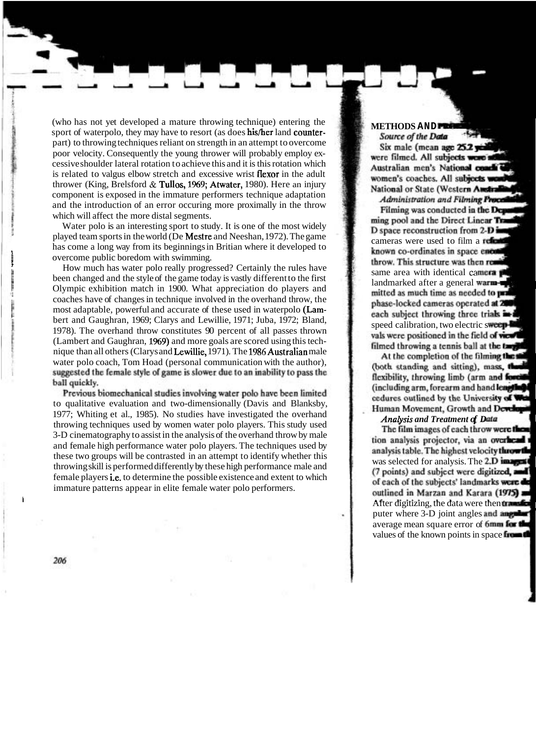(who has not yet developed a mature throwing technique) entering the sport of waterpolo, they may have to resort (as does his/her land counterpart) to throwing techniques reliant on strength in an attempt to overcome poor velocity. Consequently the young thrower will probably employ excessive shoulder lateral rotation to achieve this and it is this rotation which is related to valgus elbow stretch and excessive wrist flexor in the adult thrower (King, Brelsford & Tullos, 1969; Atwater, 1980). Here an injury component is exposed in the immature performers technique adaptation and the introduction of an error occuring more proximally in the throw which will affect the more distal segments.

Water polo is an interesting sport to study. It is one of the most widely played team sports in the world (De Mestre and Neeshan, 1972). The game has come a long way from its beginnings in Britian where it developed to overcome public boredom with swimming.

How much has water polo really progressed? Certainly the rules have been changed and the style of the game today is vastly different to the first Olympic exhibition match in 1900. What appreciation do players and coaches have of changes in technique involved in the overhand throw, the most adaptable, powerful and accurate of these used in waterpolo (Lambert and Gaughran, 1969; Clarys and Lewillie, 1971; Juba, 1972; Bland, 1978). The overhand throw constitutes 90 percent of all passes thrown (Lambert and Gaughran, 1969) and more goals are scored using this technique than all others (Clarys and Lewillie, 1971). The 1986 Australian male water polo coach, Tom Hoad (personal communication with the author), suggested the female style of game is slower due to an inability to pass the ball quickly.

Previous biomechanical studies involving water polo have been limited to qualitative evaluation and two-dimensionally (Davis and Blanksby, 1977; Whiting et al., 1985). No studies have investigated the overhand throwing techniques used by women water polo players. This study used 3-D cinematography to assist in the analysis of the overhand throw by male and female high performance water polo players. The techniques used by these two groups will be contrasted in an attempt to identify whether this throwing skill is performed differently by these high performance male and female players i.e. to determine the possible existence and extent to which immature patterns appear in elite female water polo performers.

## METHODS AND ...

*Source of the Data*

Six male (mean age 25.2 ... were filmed. All subjects were ... Australian men's National coach ... women's coaches. All subjects were ... National or State (Western Australia ...

*Administration and Filming Procedures*

Filming was conducted in the De... ming pool and the Direct Linear Tr... D space reconstruction from 2-D i... cameras were used to film a refe... known co-ordinates in space enc... throw. This structure was then re... same area with identical camera p... landmarked after a general warm-up ... mitted as much time as needed to p... phase-locked cameras operated at 20... each subject throwing three trials ... speed calibration, two electric sweep ... vals were positioned in the field of view ... filmed throwing a tennis ball at the targ...

At the completion of the filming the ... (both standing and sitting), mass, the ... flexibility, throwing limb (arm and fore... (including arm, forearm and hand length ... cedures outlined by the University of We... Human Movement, Growth and Develop...

*Analysis and Treatment of Data*

The film images of each throw were then ... tion analysis projector, via an overhead ... analysis table. The highest velocity throw ... was selected for analysis. The 2-D images ... (7 points) and subject were digitized, and ... of each of the subjects' landmarks were ... outlined in Marzan and Karara (1975) ... After digitizing, the data were then transfe... puter where 3-D joint angles and angular ... average mean square error of 6mm for the ... values of the known points in space from th...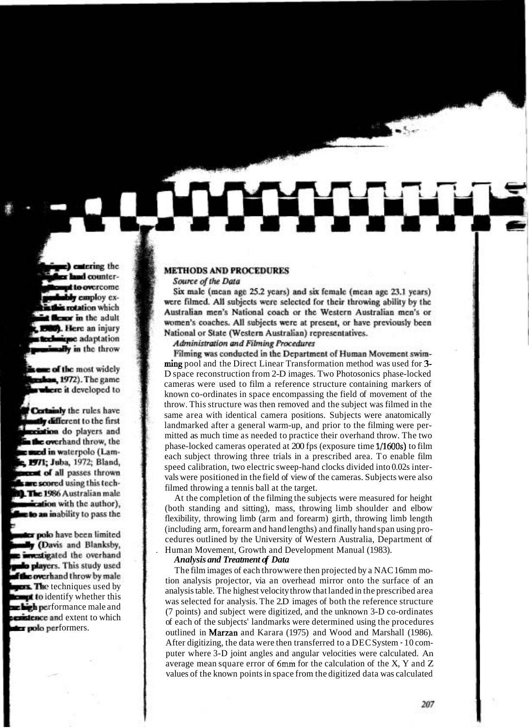## METHODS AND PROCEDURES

### *Source of the Data*

Six male (mean age 25.2 years) and six female (mean age 23.1 years) were filmed. All subjects were selected for their throwing ability by the Australian men's National coach or the Western Australian men's or women's coaches. All subjects were at present, or have previously been National or State (Western Australian) representatives.

### *Administration and Filming Procedures*

Filming was conducted in the Department of Human Movement swimming pool and the Direct Linear Transformation method was used for 3-D space reconstruction from 2-D images. Two Photosonics phase-locked cameras were used to film a reference structure containing markers of known co-ordinates in space encompassing the field of movement of the throw. This structure was then removed and the subject was filmed in the same area with identical camera positions. Subjects were anatomically landmarked after a general warm-up, and prior to the filming were permitted as much time as needed to practice their overhand throw. The two phase-locked cameras operated at 200 fps (exposure time 1/1600s) to film each subject throwing three trials in a prescribed area. To enable film speed calibration, two electric sweep-hand clocks divided into 0.02s intervals were positioned in the field of view of the cameras. Subjects were also filmed throwing a tennis ball at the target.

At the completion of the filming the subjects were measured for height (both standing and sitting), mass, throwing limb shoulder and elbow flexibility, throwing limb (arm and forearm) girth, throwing limb length (including arm, forearm and hand lengths) and finally hand span using procedures outlined by the University of Western Australia, Department of Human Movement, Growth and Development Manual (1983).

### *Analysis and Treatment of Data*

The film images of each throw were then projected by a NAC 16mm motion analysis projector, via an overhead mirror onto the surface of an analysis table. The highest velocity throw that landed in the prescribed area was selected for analysis. The 2-D images of both the reference structure (7 points) and subject were digitized, and the unknown 3-D co-ordinates of each of the subjects' landmarks were determined using the procedures outlined in Marzan and Karara (1975) and Wood and Marshall (1986). After digitizing, the data were then transferred to a DEC System - 10 computer where 3-D joint angles and angular velocities were calculated. An average mean square error of 6mm for the calculation of the X, Y and Z values of the known points in space from the digitized data was calculated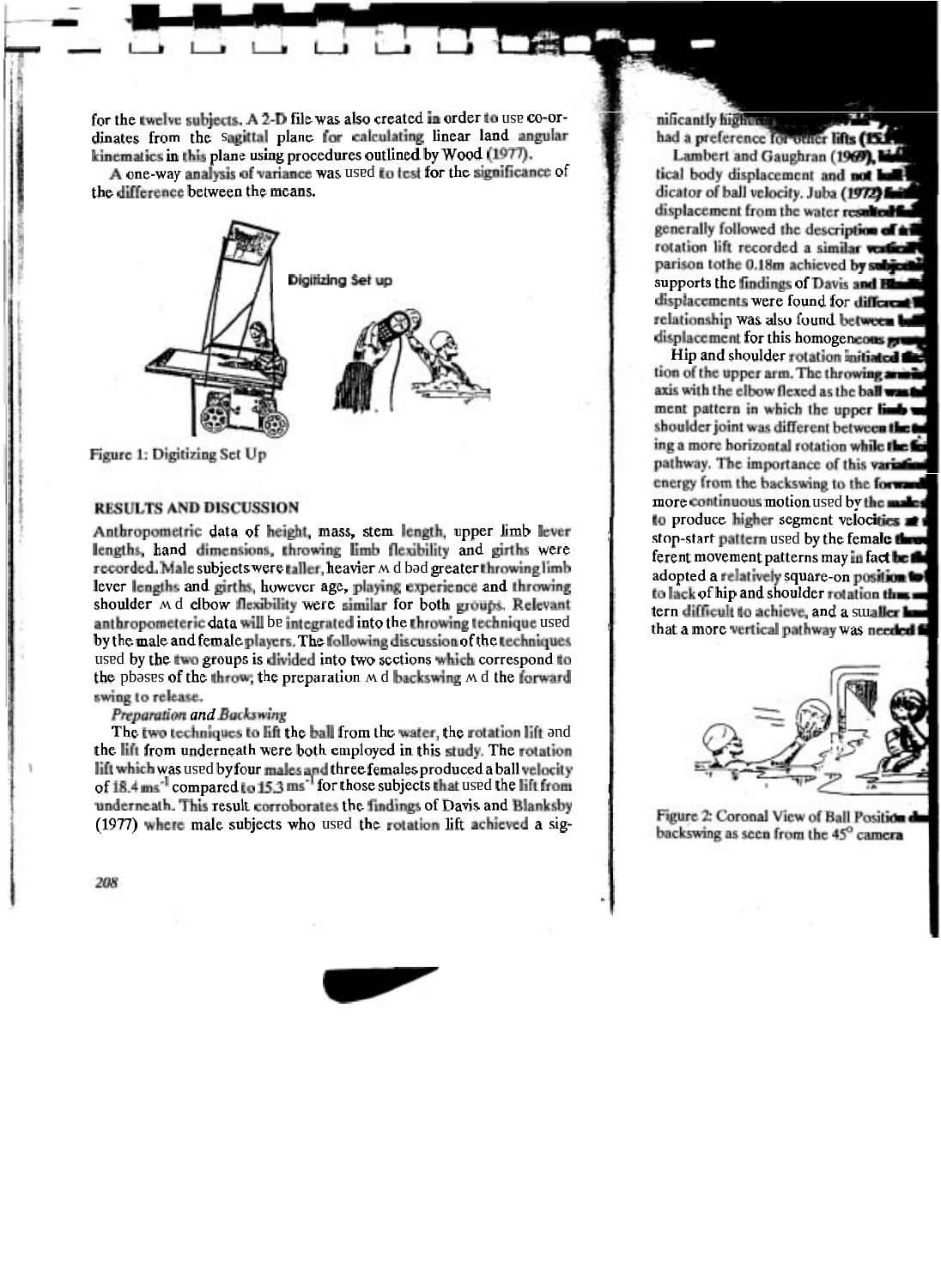for the twelve subjects. A 2-D file was also created in order to use co-ordinates from the sagittal plane for calculating linear land angular kinematics in this plane using procedures outlined by Wood (1977).

A one-way analysis of variance was used to test for the significance of the difference between the means.

Digitizing Set up

Figure 1: Digitizing Set Up

## RESULTS AND DISCUSSION

Anthropometric data of height, mass, stem length, upper limb lever lengths, hand dimensions, throwing limb flexibility and girths were recorded. Male subjects were taller, heavier and had greater throwing limb lever lengths and girths, however age, playing experience and throwing shoulder and elbow flexibility were similar for both groups. Relevant anthropometeric data will be integrated into the throwing technique used by the male and female players. The following discussion of the techniques used by the two groups is divided into two sections which correspond to the phases of the throw; the preparation and backswing and the forward swing to release.

*Preparation and Backswing*

The two techniques to lift the ball from the water, the rotation lift and the lift from underneath were both employed in this study. The rotation lift which was used by four males and three females produced a ball velocity of 18.4 $ms^{-1}$ compared to 15.3 $ms^{-1}$ for those subjects that used the lift from underneath. This result corroborates the findings of Davis and Blanksby (1977) where male subjects who used the rotation lift achieved a significantly high... had a preference for other lifts (15....

Lambert and Gaughran (1969), ... tical body displacement and not ball... dicator of ball velocity. Juba (1972) ... displacement from the water resulted... generally followed the description of ... rotation lift recorded a similar vertical... parison tothe 0.18m achieved by subjects... supports the findings of Davis and Blanksby... displacements were found for different... relationship was also found between ... displacement for this homogeneous group...

Hip and shoulder rotation initiated the... tion of the upper arm. The throwing arm... axis with the elbow flexed as the ball was... ment pattern in which the upper limb w... shoulder joint was different between the t... ing a more horizontal rotation while the fe... pathway. The importance of this variation... energy from the backswing to the forward... more continuous motion used by the males... to produce higher segment velocities at ... stop-start pattern used by the female thro... ferent movement patterns may in fact be th... adopted a relatively square-on position to ... to lack of hip and shoulder rotation thus ... tern difficult to achieve, and a smaller le... that a more vertical pathway was needed f...

Figure 2: Coronal View of Ball Position d... backswing as seen from the 45° camera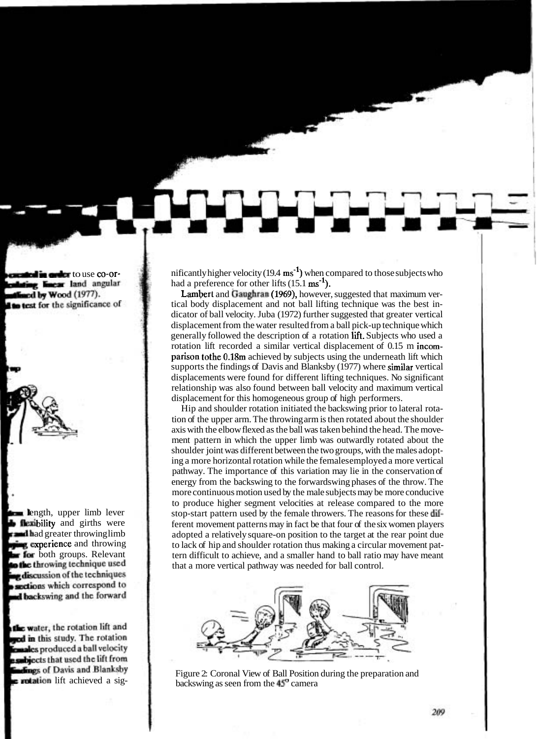nificantly higher velocity (19.4 $ms^{-1}$) when compared to those subjects who had a preference for other lifts (15.1 $ms^{-1}$).

Lambert and Gaughran (1969), however, suggested that maximum vertical body displacement and not ball lifting technique was the best indicator of ball velocity. Juba (1972) further suggested that greater vertical displacement from the water resulted from a ball pick-up technique which generally followed the description of a rotation lift. Subjects who used a rotation lift recorded a similar vertical displacement of 0.15 m in comparison to the 0.18m achieved by subjects using the underneath lift which supports the findings of Davis and Blanksby (1977) where similar vertical displacements were found for different lifting techniques. No significant relationship was also found between ball velocity and maximum vertical displacement for this homogeneous group of high performers.

Hip and shoulder rotation initiated the backswing prior to lateral rotation of the upper arm. The throwing arm is then rotated about the shoulder axis with the elbow flexed as the ball was taken behind the head. The movement pattern in which the upper limb was outwardly rotated about the shoulder joint was different between the two groups, with the males adopting a more horizontal rotation while the females employed a more vertical pathway. The importance of this variation may lie in the conservation of energy from the backswing to the forwardswing phases of the throw. The more continuous motion used by the male subjects may be more conducive to produce higher segment velocities at release compared to the more stop-start pattern used by the female throwers. The reasons for these different movement patterns may in fact be that four of the six women players adopted a relatively square-on position to the target at the rear point due to lack of hip and shoulder rotation thus making a circular movement pattern difficult to achieve, and a smaller hand to ball ratio may have meant that a more vertical pathway was needed for ball control.

Figure 2: Coronal View of Ball Position during the preparation and backswing as seen from the 45° camera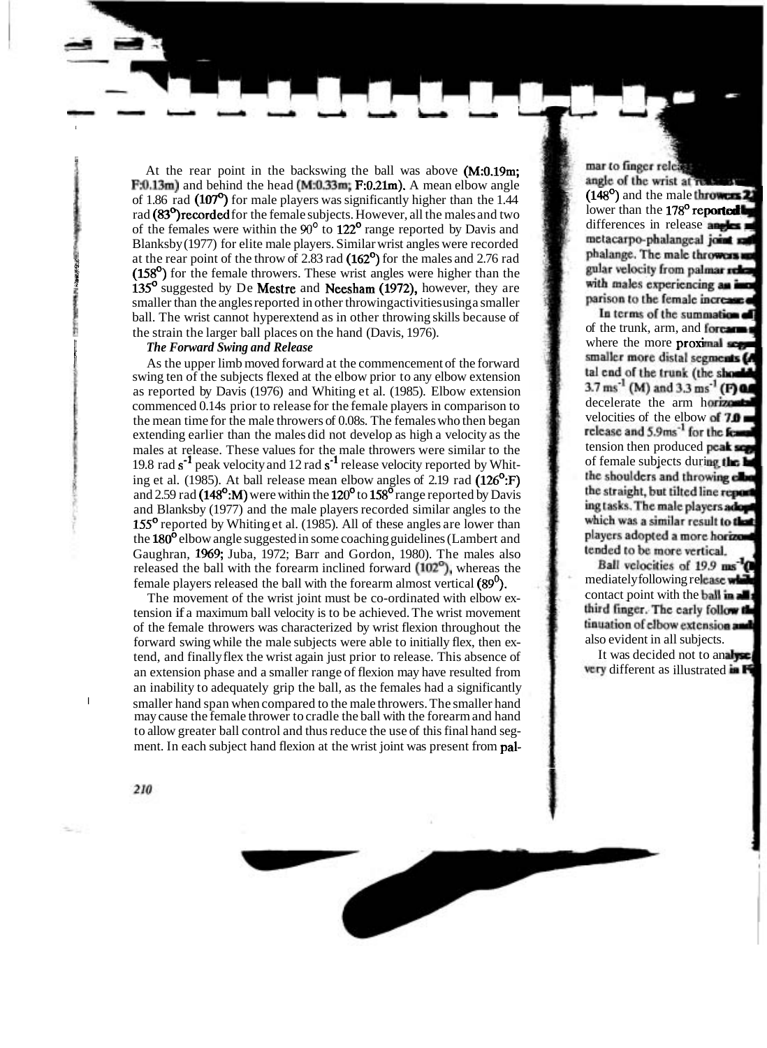At the rear point in the backswing the ball was above (M:0.19m; F:0.13m) and behind the head (M:0.33m; F:0.21m). A mean elbow angle of 1.86 rad (107°) for male players was significantly higher than the 1.44 rad (83°) recorded for the female subjects. However, all the males and two of the females were within the 90° to 122° range reported by Davis and Blanksby (1977) for elite male players. Similar wrist angles were recorded at the rear point of the throw of 2.83 rad (162°) for the males and 2.76 rad (158°) for the female throwers. These wrist angles were higher than the 135° suggested by De Mestre and Neesham (1972), however, they are smaller than the angles reported in other throwing activities using a smaller ball. The wrist cannot hyperextend as in other throwing skills because of the strain the larger ball places on the hand (Davis, 1976).

### *The Forward Swing and Release*

As the upper limb moved forward at the commencement of the forward swing ten of the subjects flexed at the elbow prior to any elbow extension as reported by Davis (1976) and Whiting et al. (1985). Elbow extension commenced 0.14s prior to release for the female players in comparison to the mean time for the male throwers of 0.08s. The females who then began extending earlier than the males did not develop as high a velocity as the males at release. These values for the male throwers were similar to the 19.8 rad $s^{-1}$ peak velocity and 12 rad $s^{-1}$ release velocity reported by Whiting et al. (1985). At ball release mean elbow angles of 2.19 rad (126°:F) and 2.59 rad (148°:M) were within the 120° to 158° range reported by Davis and Blanksby (1977) and the male players recorded similar angles to the 155° reported by Whiting et al. (1985). All of these angles are lower than the 180° elbow angle suggested in some coaching guidelines (Lambert and Gaughran, 1969; Juba, 1972; Barr and Gordon, 1980). The males also released the ball with the forearm inclined forward (102°), whereas the female players released the ball with the forearm almost vertical (89°).

The movement of the wrist joint must be co-ordinated with elbow extension if a maximum ball velocity is to be achieved. The wrist movement of the female throwers was characterized by wrist flexion throughout the forward swing while the male subjects were able to initially flex, then extend, and finally flex the wrist again just prior to release. This absence of an extension phase and a smaller range of flexion may have resulted from an inability to adequately grip the ball, as the females had a significantly smaller hand span when compared to the male throwers. The smaller hand may cause the female thrower to cradle the ball with the forearm and hand to allow greater ball control and thus reduce the use of this final hand segment. In each subject hand flexion at the wrist joint was present from pal-

mar to finger rele...
angle of the wrist at re...
(148°) and the male throwers 2...
lower than the 178° reported b...
differences in release angles ...
metacarpo-phalangeal joint ...
phalange. The male throwers ...
gular velocity from palmar rele...
with males experiencing an inc...
parison to the female increase ...

In terms of the summation of ...
of the trunk, arm, and forearm ...
where the more proximal seg...
smaller more distal segments (...
tal end of the trunk (the should...
3.7 $ms^{-1}$ (M) and 3.3 $ms^{-1}$ (F) ...
decelerate the arm horizonta...
velocities of the elbow of 7.0 ...
release and 5.9$ms^{-1}$ for the fema...
tension then produced peak seg...
of female subjects during the ...
the shoulders and throwing elbo...
the straight, but tilted line report...
ing tasks. The male players adopt...
which was a similar result to that...
players adopted a more horizont...
tended to be more vertical.

Ball velocities of 19.9 $ms^{-1}$ (...
mediately following release whi...
contact point with the ball in all...
third finger. The early follow th...
tinuation of elbow extension and...
also evident in all subjects.

It was decided not to analyse...
very different as illustrated in F...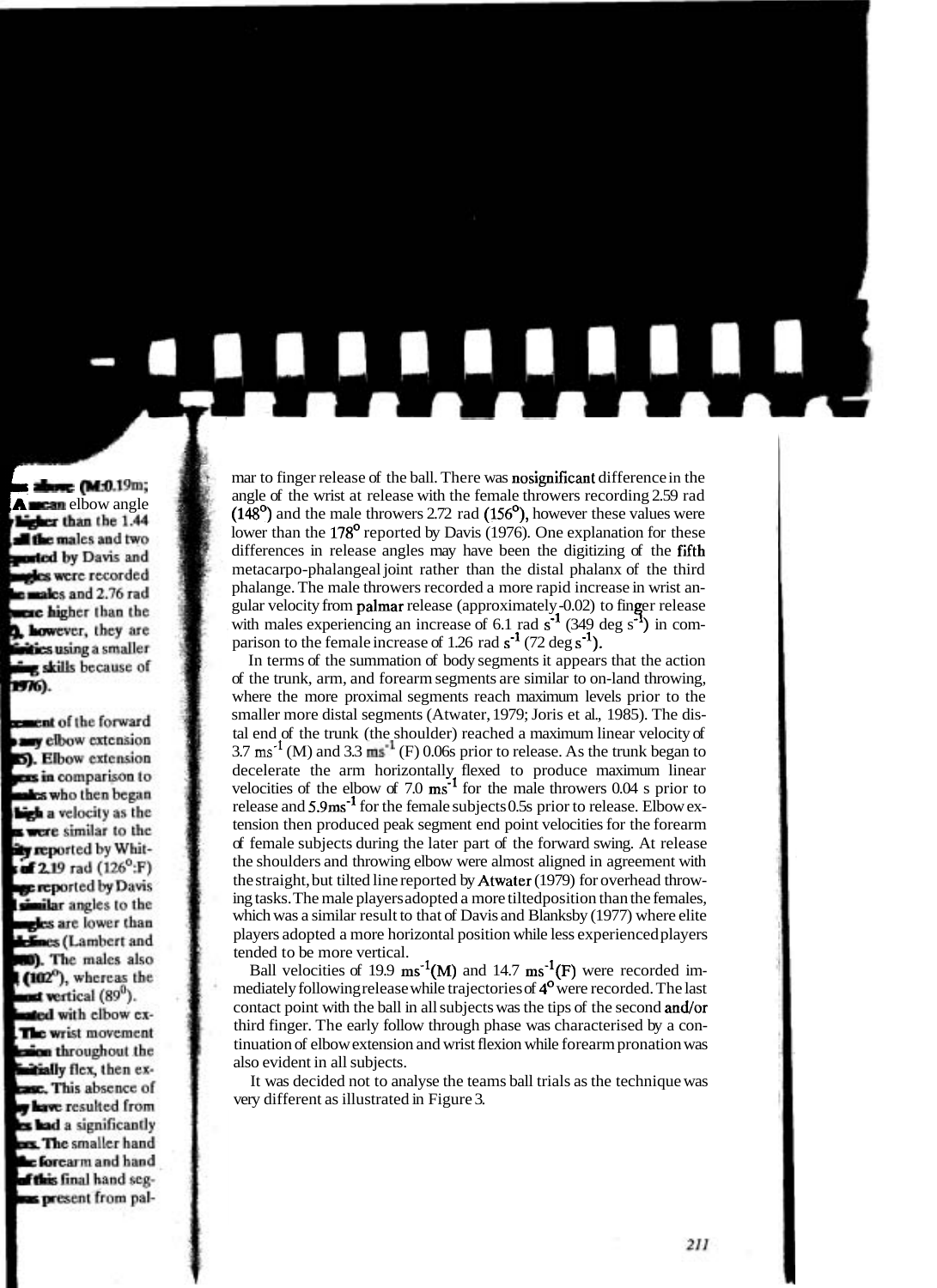mar to finger release of the ball. There was nosignificant difference in the angle of the wrist at release with the female throwers recording 2.59 rad (148°) and the male throwers 2.72 rad (156°), however these values were lower than the 178° reported by Davis (1976). One explanation for these differences in release angles may have been the digitizing of the fifth metacarpo-phalangeal joint rather than the distal phalanx of the third phalange. The male throwers recorded a more rapid increase in wrist angular velocity from palmar release (approximately -0.02) to finger release with males experiencing an increase of 6.1 rad $s^{-1}$ (349 deg $s^{-1}$) in comparison to the female increase of 1.26 rad $s^{-1}$ (72 deg $s^{-1}$).

In terms of the summation of body segments it appears that the action of the trunk, arm, and forearm segments are similar to on-land throwing, where the more proximal segments reach maximum levels prior to the smaller more distal segments (Atwater, 1979; Joris et al., 1985). The distal end of the trunk (the shoulder) reached a maximum linear velocity of 3.7 $ms^{-1}$ (M) and 3.3 $ms^{-1}$ (F) 0.06s prior to release. As the trunk began to decelerate the arm horizontally flexed to produce maximum linear velocities of the elbow of 7.0 $ms^{-1}$ for the male throwers 0.04 s prior to release and 5.9$ms^{-1}$ for the female subjects 0.5s prior to release. Elbow extension then produced peak segment end point velocities for the forearm of female subjects during the later part of the forward swing. At release the shoulders and throwing elbow were almost aligned in agreement with the straight, but tilted line reported by Atwater (1979) for overhead throwing tasks. The male players adopted a more tiltedposition than the females, which was a similar result to that of Davis and Blanksby (1977) where elite players adopted a more horizontal position while less experienced players tended to be more vertical.

Ball velocities of 19.9 $ms^{-1}$(M) and 14.7 $ms^{-1}$(F) were recorded immediately following release while trajectories of 4° were recorded. The last contact point with the ball in all subjects was the tips of the second and/or third finger. The early follow through phase was characterised by a continuation of elbow extension and wrist flexion while forearm pronation was also evident in all subjects.

It was decided not to analyse the teams ball trials as the technique was very different as illustrated in Figure 3.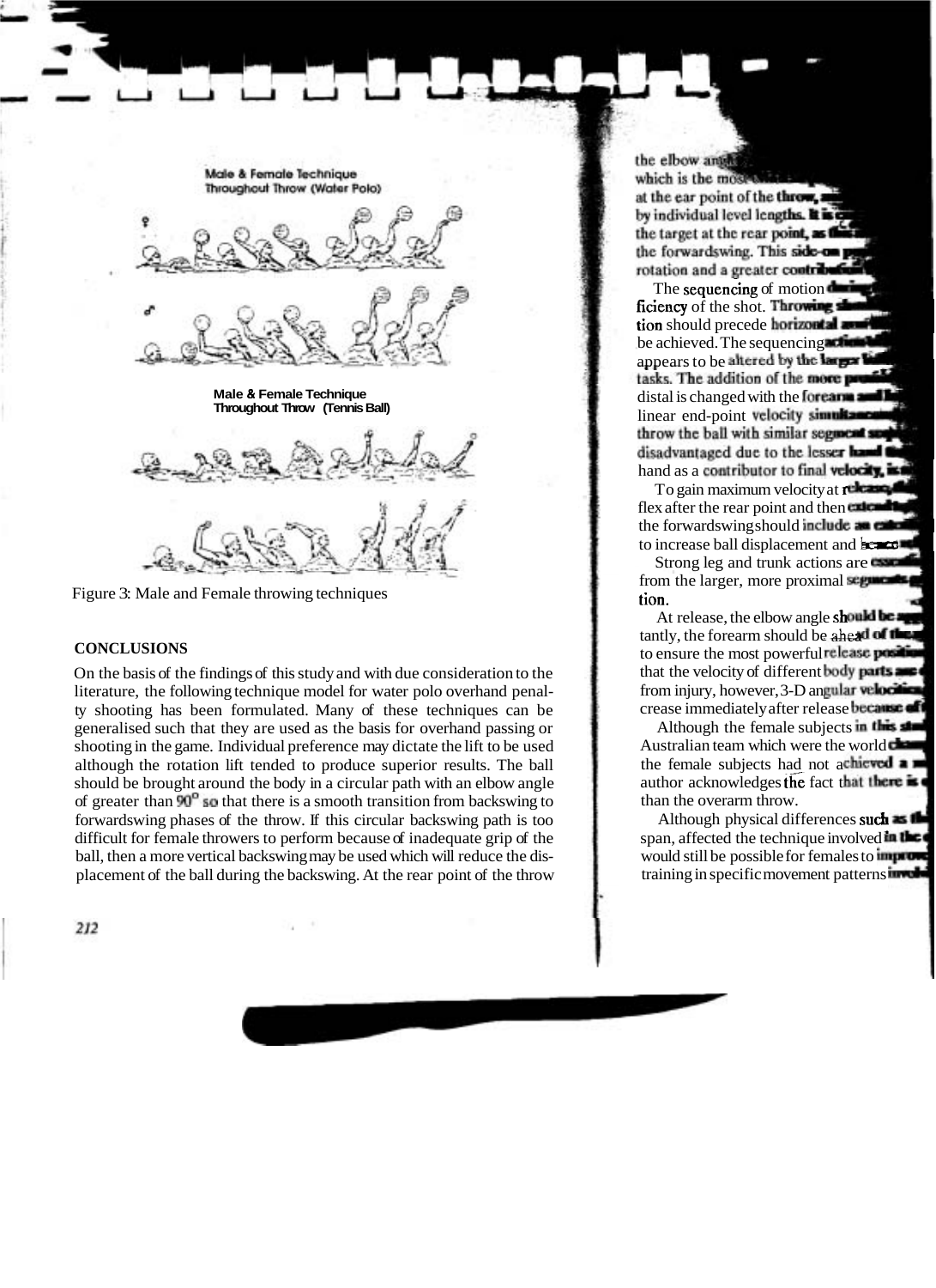Male & Female Technique Throughout Throw (Water Polo)

Male & Female Technique Throughout Throw (Tennis Ball)

Figure 3: Male and Female throwing techniques

## CONCLUSIONS

On the basis of the findings of this study and with due consideration to the literature, the following technique model for water polo overhand penalty shooting has been formulated. Many of these techniques can be generalised such that they are used as the basis for overhand passing or shooting in the game. Individual preference may dictate the lift to be used although the rotation lift tended to produce superior results. The ball should be brought around the body in a circular path with an elbow angle of greater than 90° so that there is a smooth transition from backswing to forwardswing phases of the throw. If this circular backswing path is too difficult for female throwers to perform because of inadequate grip of the ball, then a more vertical backswing may be used which will reduce the displacement of the ball during the backswing. At the rear point of the throw the elbow angle ... which is the most ... at the ear point of the throw, ... by individual level lengths. It is ... the target at the rear point, as ... the forwardswing. This side-on ... rotation and a greater contribution ...

The sequencing of motion ... ficiency of the shot. Throwing ... tion should precede horizontal ... be achieved. The sequencing ... appears to be altered by the larger ... tasks. The addition of the more ... distal is changed with the forearm and ... linear end-point velocity simultaneous ... throw the ball with similar segment ... disadvantaged due to the lesser hand ... hand as a contributor to final velocity, is ...

To gain maximum velocity at release, ... flex after the rear point and then extend ... the forwardswing should include an ... to increase ball displacement and hence ...

Strong leg and trunk actions are essential ... from the larger, more proximal segments ... tion.

At release, the elbow angle should be ... tantly, the forearm should be ahead of the ... to ensure the most powerful release position ... that the velocity of different body parts are ... from injury, however, 3-D angular velocities ... crease immediately after release because of ...

Although the female subjects in this study ... Australian team which were the world champions ... the female subjects had not achieved a ... author acknowledges the fact that there is ... than the overarm throw.

Although physical differences such as the ... span, affected the technique involved in the ... would still be possible for females to improve ... training in specific movement patterns involved ...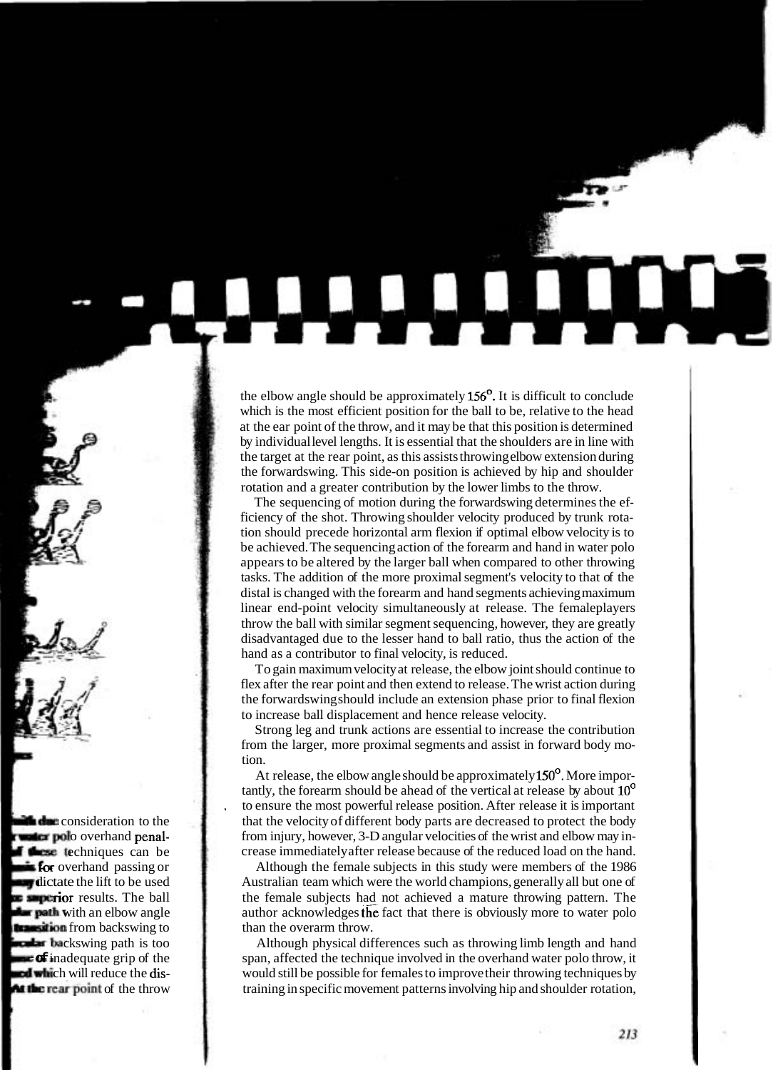the elbow angle should be approximately 156°. It is difficult to conclude which is the most efficient position for the ball to be, relative to the head at the ear point of the throw, and it may be that this position is determined by individual level lengths. It is essential that the shoulders are in line with the target at the rear point, as this assists throwing elbow extension during the forwardswing. This side-on position is achieved by hip and shoulder rotation and a greater contribution by the lower limbs to the throw.

The sequencing of motion during the forwardswing determines the efficiency of the shot. Throwing shoulder velocity produced by trunk rotation should precede horizontal arm flexion if optimal elbow velocity is to be achieved. The sequencing action of the forearm and hand in water polo appears to be altered by the larger ball when compared to other throwing tasks. The addition of the more proximal segment's velocity to that of the distal is changed with the forearm and hand segments achieving maximum linear end-point velocity simultaneously at release. The femaleplayers throw the ball with similar segment sequencing, however, they are greatly disadvantaged due to the lesser hand to ball ratio, thus the action of the hand as a contributor to final velocity, is reduced.

To gain maximum velocity at release, the elbow joint should continue to flex after the rear point and then extend to release. The wrist action during the forwardswing should include an extension phase prior to final flexion to increase ball displacement and hence release velocity.

Strong leg and trunk actions are essential to increase the contribution from the larger, more proximal segments and assist in forward body motion.

At release, the elbow angle should be approximately 150°. More importantly, the forearm should be ahead of the vertical at release by about 10° to ensure the most powerful release position. After release it is important that the velocity of different body parts are decreased to protect the body from injury, however, 3-D angular velocities of the wrist and elbow may increase immediately after release because of the reduced load on the hand.

Although the female subjects in this study were members of the 1986 Australian team which were the world champions, generally all but one of the female subjects had not achieved a mature throwing pattern. The author acknowledges the fact that there is obviously more to water polo than the overarm throw.

Although physical differences such as throwing limb length and hand span, affected the technique involved in the overhand water polo throw, it would still be possible for females to improve their throwing techniques by training in specific movement patterns involving hip and shoulder rotation,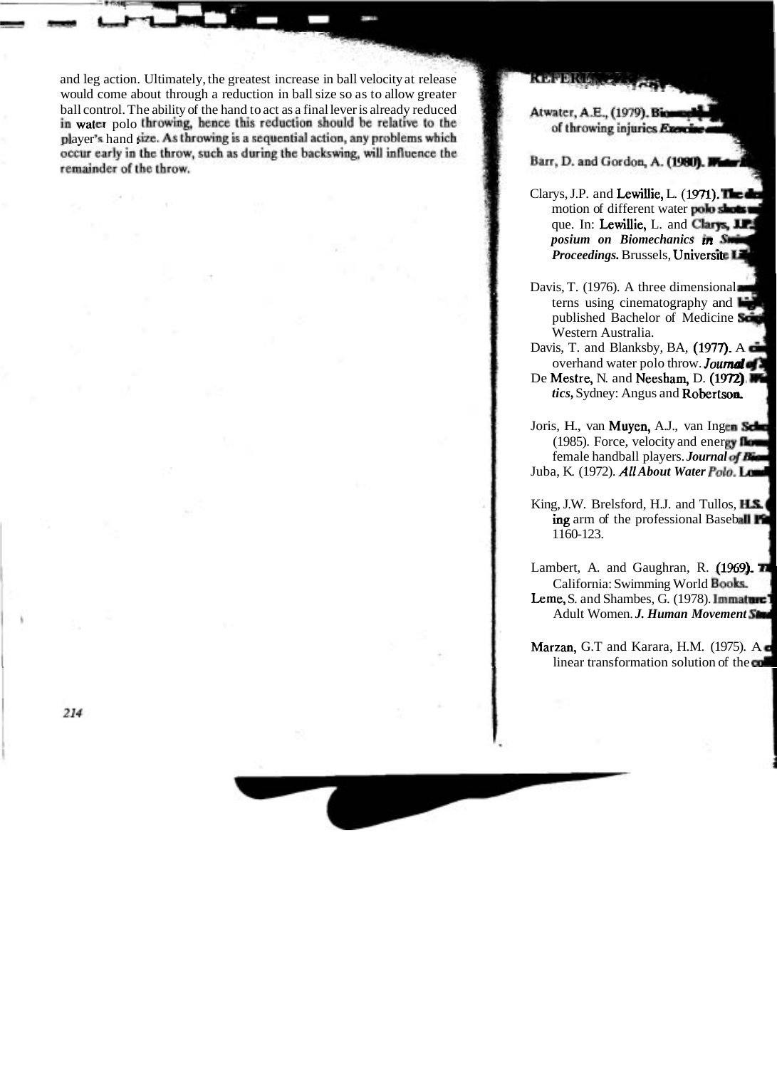and leg action. Ultimately, the greatest increase in ball velocity at release would come about through a reduction in ball size so as to allow greater ball control. The ability of the hand to act as a final lever is already reduced in water polo throwing, hence this reduction should be relative to the player's hand size. As throwing is a sequential action, any problems which occur early in the throw, such as during the backswing, will influence the remainder of the throw.

## REFERENCES

Atwater, A.E., (1979). Biomech... of throwing injuries *Exercise and...*

Barr, D. and Gordon, A. (1980). *Water P...*

Clarys, J.P. and Lewillie, L. (1971). The de... motion of different water polo shots an... que. In: Lewillie, L. and Clarys, J.P. ... *posium on Biomechanics in Swim... Proceedings.* Brussels, Universite Li...

Davis, T. (1976). A three dimensional an... terns using cinematography and hig... published Bachelor of Medicine Sci... Western Australia.

Davis, T. and Blanksby, BA, (1977). A c... overhand water polo throw. *Journal of ...*

De Mestre, N. and Neesham, D. (1972). *Wa... tics,* Sydney: Angus and Robertson.

Joris, H., van Muyen, A.J., van Ingen Sche... (1985). Force, velocity and energy flow... female handball players. *Journal of Biom...*

Juba, K. (1972). *All About Water Polo.* Lond...

King, J.W. Brelsford, H.J. and Tullos, H.S. (... ing arm of the professional Baseball Pi... 1160-123.

Lambert, A. and Gaughran, R. (1969). Th... California: Swimming World Books.

Leme, S. and Shambes, G. (1978). Immature T... Adult Women. *J. Human Movement Stud...*

Marzan, G.T and Karara, H.M. (1975). A c... linear transformation solution of the co...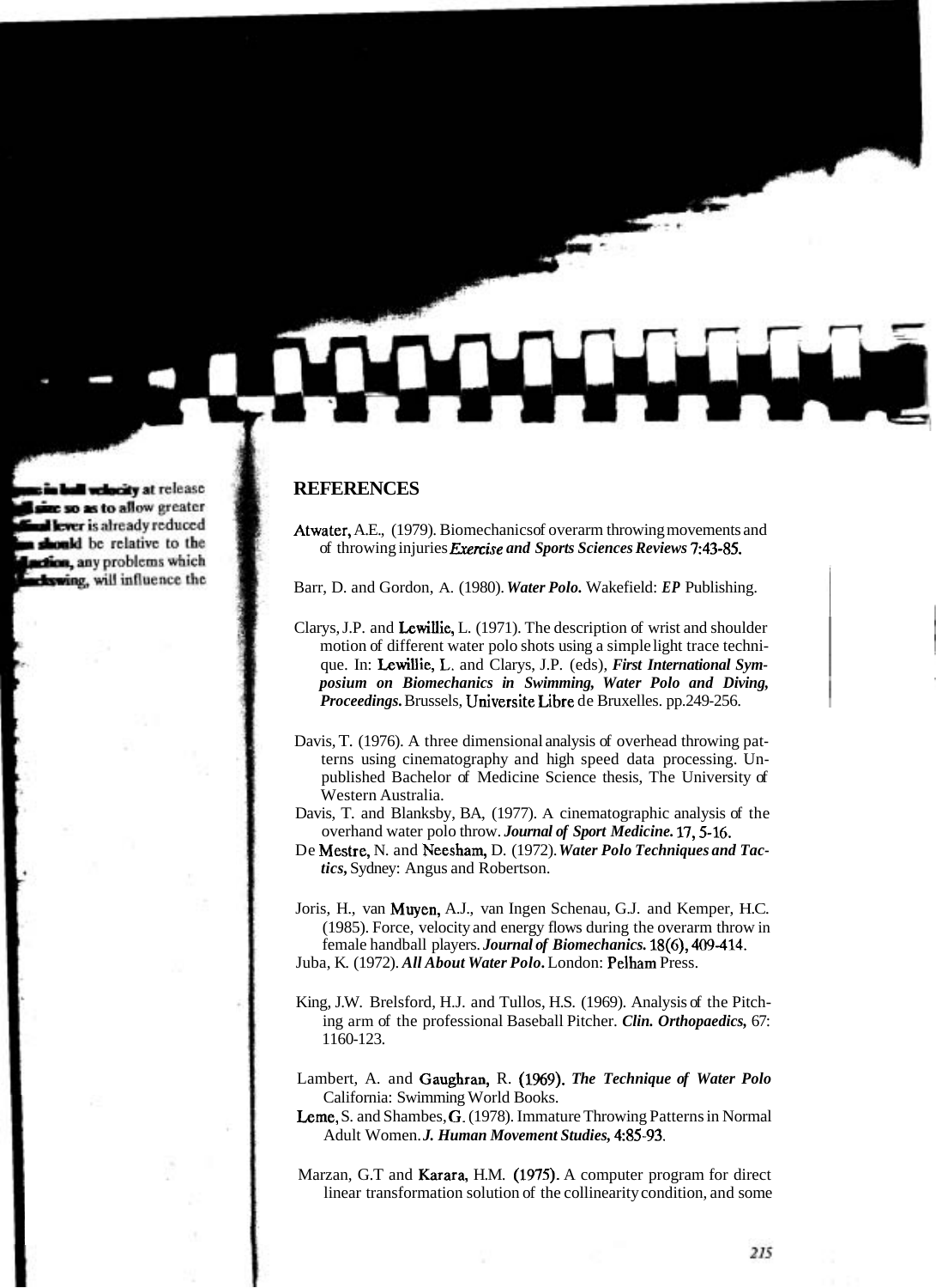## REFERENCES

Atwater, A.E., (1979). Biomechanics of overarm throwing movements and of throwing injuries *Exercise and Sports Sciences Reviews* 7:43-85.

Barr, D. and Gordon, A. (1980). ***Water Polo.*** Wakefield: *EP* Publishing.

Clarys, J.P. and Lewillie, L. (1971). The description of wrist and shoulder motion of different water polo shots using a simple light trace technique. In: Lewillie, L. and Clarys, J.P. (eds), ***First International Symposium on Biomechanics in Swimming, Water Polo and Diving, Proceedings.*** Brussels, Universite Libre de Bruxelles. pp.249-256.

Davis, T. (1976). A three dimensional analysis of overhead throwing patterns using cinematography and high speed data processing. Unpublished Bachelor of Medicine Science thesis, The University of Western Australia.

Davis, T. and Blanksby, BA, (1977). A cinematographic analysis of the overhand water polo throw. ***Journal of Sport Medicine.*** 17, 5-16.

De Mestre, N. and Neesham, D. (1972). ***Water Polo Techniques and Tactics,*** Sydney: Angus and Robertson.

Joris, H., van Muyen, A.J., van Ingen Schenau, G.J. and Kemper, H.C. (1985). Force, velocity and energy flows during the overarm throw in female handball players. ***Journal of Biomechanics.*** 18(6), 409-414.

Juba, K. (1972). ***All About Water Polo.*** London: Pelham Press.

King, J.W. Brelsford, H.J. and Tullos, H.S. (1969). Analysis of the Pitching arm of the professional Baseball Pitcher. ***Clin. Orthopaedics,*** 67: 1160-123.

Lambert, A. and Gaughran, R. (1969). ***The Technique of Water Polo*** California: Swimming World Books.

Leme, S. and Shambes, G. (1978). Immature Throwing Patterns in Normal Adult Women. ***J. Human Movement Studies,*** 4:85-93.

Marzan, G.T and Karara, H.M. (1975). A computer program for direct linear transformation solution of the collinearity condition, and some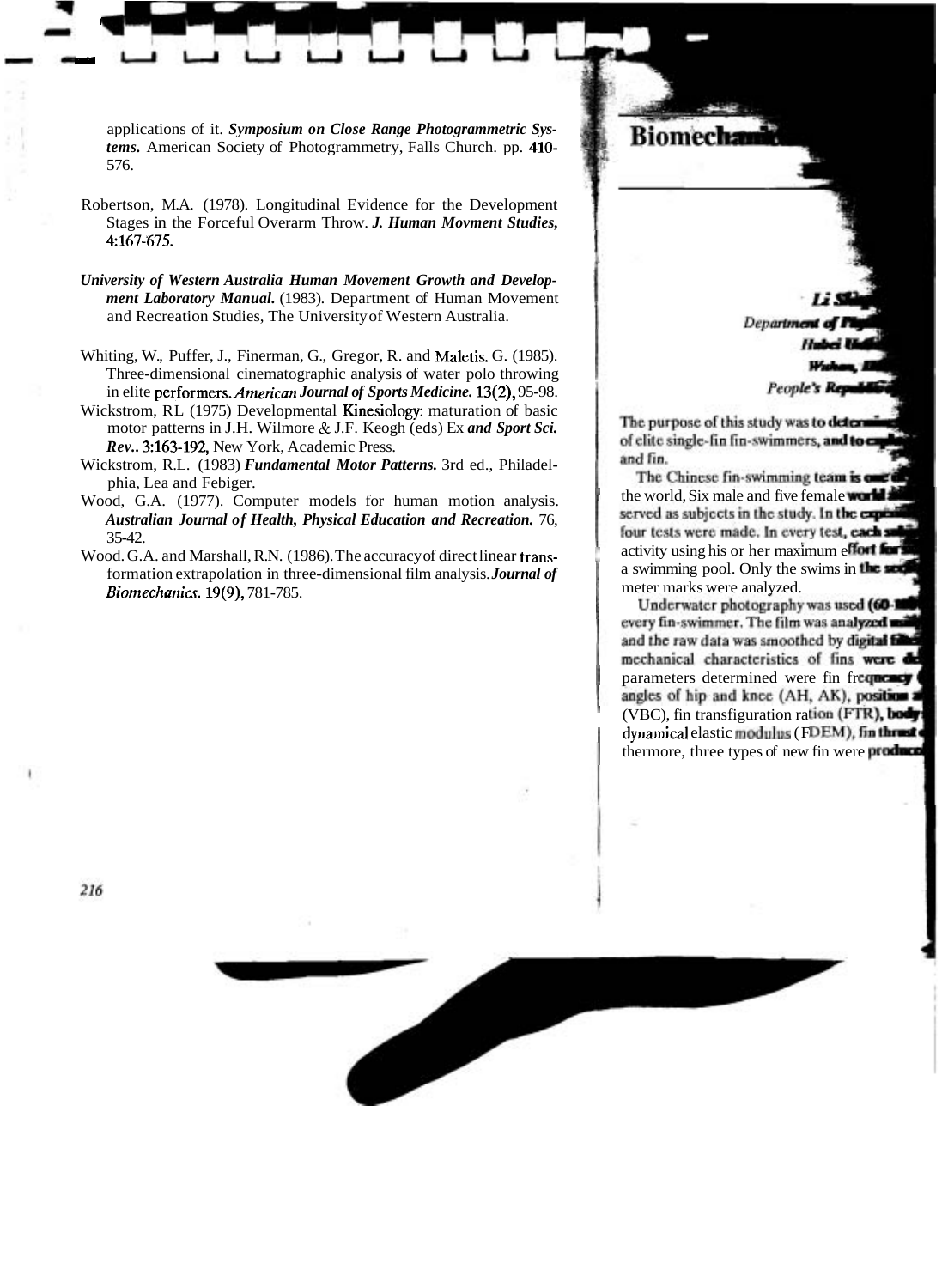applications of it. ***Symposium on Close Range Photogrammetric Systems.*** American Society of Photogrammetry, Falls Church. pp. 410-576.

Robertson, M.A. (1978). Longitudinal Evidence for the Development Stages in the Forceful Overarm Throw. ***J. Human Movment Studies,* 4**:167-675.

***University of Western Australia Human Movement Growth and Development Laboratory Manual.*** (1983). Department of Human Movement and Recreation Studies, The University of Western Australia.

Whiting, W., Puffer, J., Finerman, G., Gregor, R. and Maletis. G. (1985). Three-dimensional cinematographic analysis of water polo throwing in elite performers. ***American Journal of Sports Medicine.* 13(2)**, 95-98.

Wickstrom, RL (1975) Developmental Kinesiology: maturation of basic motor patterns in J.H. Wilmore & J.F. Keogh (eds) Ex ***and Sport Sci. Rev..* 3**:163-192, New York, Academic Press.

Wickstrom, R.L. (1983) ***Fundamental Motor Patterns.*** 3rd ed., Philadelphia, Lea and Febiger.

Wood, G.A. (1977). Computer models for human motion analysis. ***Australian Journal of Health, Physical Education and Recreation.*** 76, 35-42.

Wood. G.A. and Marshall, R.N. (1986). The accuracy of direct linear transformation extrapolation in three-dimensional film analysis. ***Journal of Biomechanics.* 19(9)**, 781-785.

# Biomecha...

*Li Sh...*

*Department of Ph...*

*Hubei Univ...*

*Wuhan, ...*

*People's Republic...*

The purpose of this study was to determine ... of elite single-fin fin-swimmers, and to exp... and fin.

The Chinese fin-swimming team is one ... the world, Six male and five female world ... served as subjects in the study. In the exp... four tests were made. In every test, each sub... activity using his or her maximum effort for ... a swimming pool. Only the swims in the sec... meter marks were analyzed.

Underwater photography was used (60-... every fin-swimmer. The film was analyzed ... and the raw data was smoothed by digital fil... mechanical characteristics of fins were de... parameters determined were fin frequency ... angles of hip and knee (AH, AK), position ... (VBC), fin transfiguration ration (FTR), body ... dynamical elastic modulus (FDEM), fin thrust ... thermore, three types of new fin were produc...